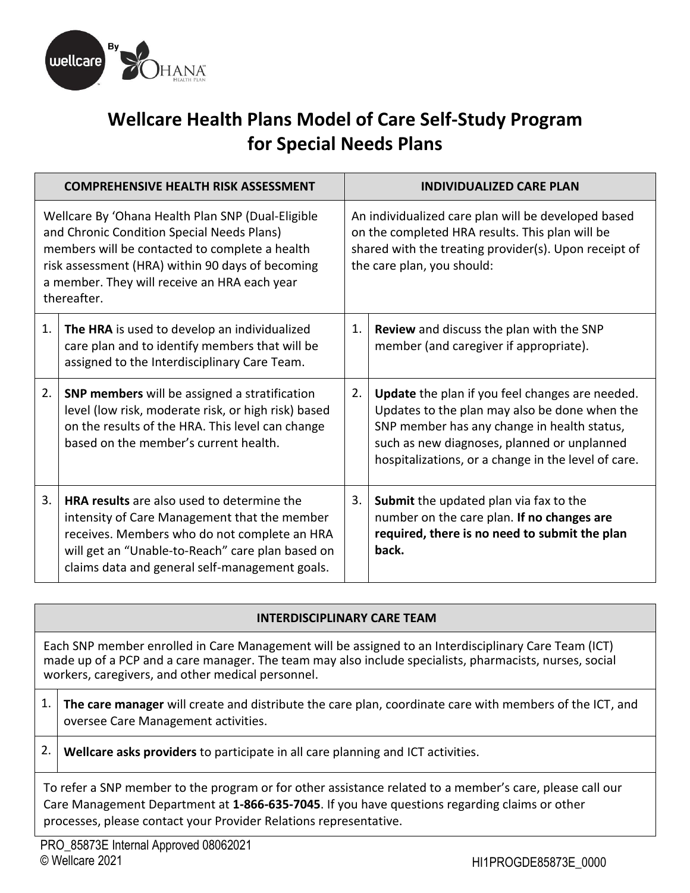# Wellcare Health Plans Model of Care Self-Study Program for Special Needs Plans

| COMPREHENSIVE HEALTH RISK ASSESSMENT | | INDIVIDUALIZED CARE PLAN | |
|---|---|---|---|
| Wellcare By 'Ohana Health Plan SNP (Dual-Eligible and Chronic Condition Special Needs Plans) members will be contacted to complete a health risk assessment (HRA) within 90 days of becoming a member. They will receive an HRA each year thereafter. | | An individualized care plan will be developed based on the completed HRA results. This plan will be shared with the treating provider(s). Upon receipt of the care plan, you should: | |
| 1. | **The HRA** is used to develop an individualized care plan and to identify members that will be assigned to the Interdisciplinary Care Team. | 1. | **Review** and discuss the plan with the SNP member (and caregiver if appropriate). |
| 2. | **SNP members** will be assigned a stratification level (low risk, moderate risk, or high risk) based on the results of the HRA. This level can change based on the member's current health. | 2. | **Update** the plan if you feel changes are needed. Updates to the plan may also be done when the SNP member has any change in health status, such as new diagnoses, planned or unplanned hospitalizations, or a change in the level of care. |
| 3. | **HRA results** are also used to determine the intensity of Care Management that the member receives. Members who do not complete an HRA will get an "Unable-to-Reach" care plan based on claims data and general self-management goals. | 3. | **Submit** the updated plan via fax to the number on the care plan. **If no changes are required, there is no need to submit the plan back.** |

| INTERDISCIPLINARY CARE TEAM | |
|---|---|
| Each SNP member enrolled in Care Management will be assigned to an Interdisciplinary Care Team (ICT) made up of a PCP and a care manager. The team may also include specialists, pharmacists, nurses, social workers, caregivers, and other medical personnel. | |
| 1. | **The care manager** will create and distribute the care plan, coordinate care with members of the ICT, and oversee Care Management activities. |
| 2. | **Wellcare asks providers** to participate in all care planning and ICT activities. |
| To refer a SNP member to the program or for other assistance related to a member's care, please call our Care Management Department at **1-866-635-7045**. If you have questions regarding claims or other processes, please contact your Provider Relations representative. | |

PRO_85873E Internal Approved 08062021
© Wellcare 2021

HI1PROGDE85873E_0000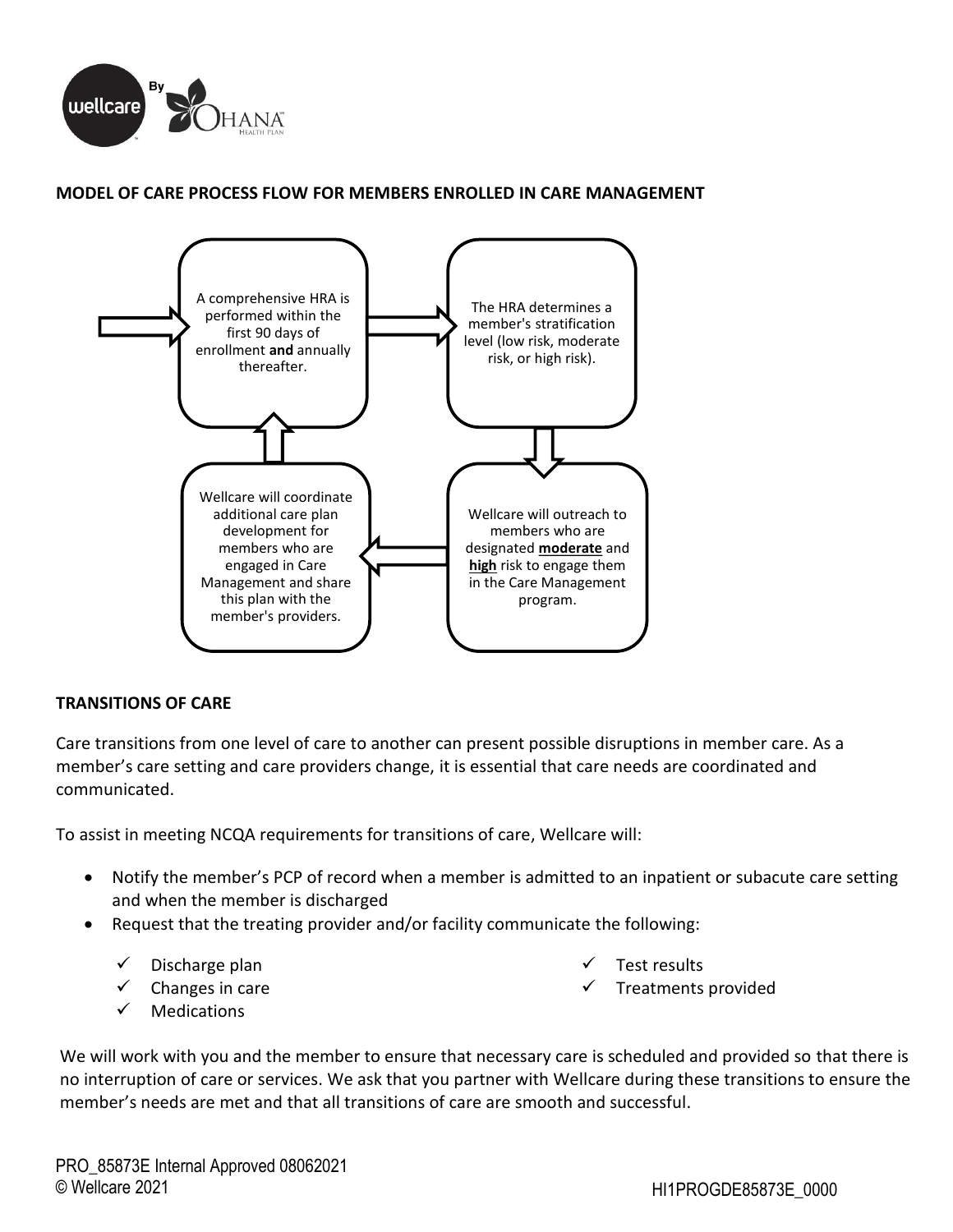## MODEL OF CARE PROCESS FLOW FOR MEMBERS ENROLLED IN CARE MANAGEMENT

A comprehensive HRA is performed within the first 90 days of enrollment **and** annually thereafter.

The HRA determines a member's stratification level (low risk, moderate risk, or high risk).

Wellcare will outreach to members who are designated **moderate** and **high** risk to engage them in the Care Management program.

Wellcare will coordinate additional care plan development for members who are engaged in Care Management and share this plan with the member's providers.

## TRANSITIONS OF CARE

Care transitions from one level of care to another can present possible disruptions in member care. As a member's care setting and care providers change, it is essential that care needs are coordinated and communicated.

To assist in meeting NCQA requirements for transitions of care, Wellcare will:

- Notify the member's PCP of record when a member is admitted to an inpatient or subacute care setting and when the member is discharged
- Request that the treating provider and/or facility communicate the following:
  - ✓ Discharge plan
  - ✓ Changes in care
  - ✓ Medications
  - ✓ Test results
  - ✓ Treatments provided

We will work with you and the member to ensure that necessary care is scheduled and provided so that there is no interruption of care or services. We ask that you partner with Wellcare during these transitions to ensure the member's needs are met and that all transitions of care are smooth and successful.

PRO_85873E Internal Approved 08062021
© Wellcare 2021

HI1PROGDE85873E_0000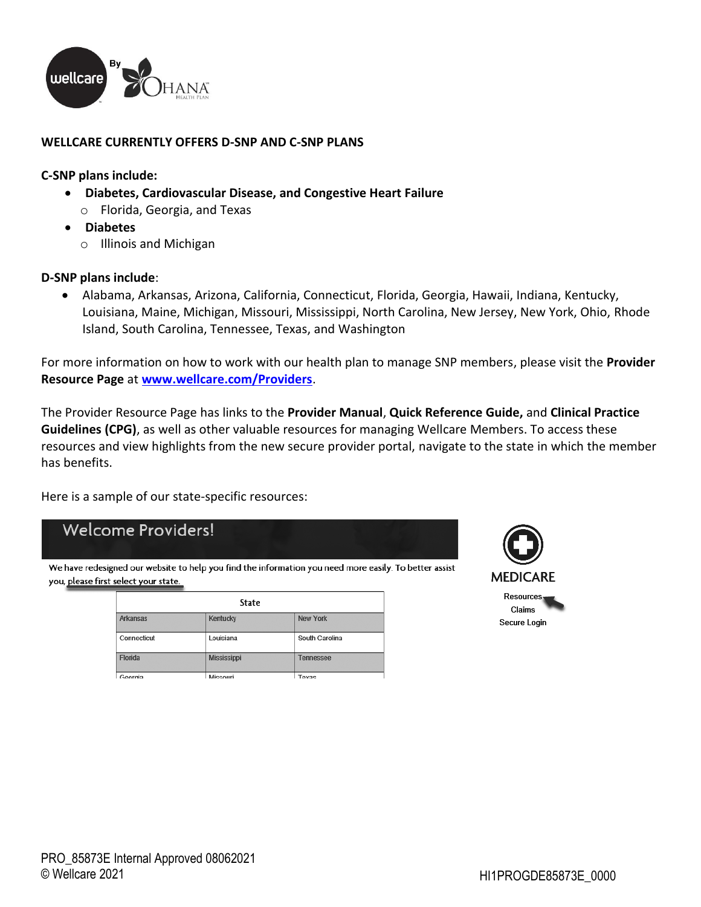**WELLCARE CURRENTLY OFFERS D-SNP AND C-SNP PLANS**

**C-SNP plans include:**

- **Diabetes, Cardiovascular Disease, and Congestive Heart Failure**
  - Florida, Georgia, and Texas
- **Diabetes**
  - Illinois and Michigan

**D-SNP plans include**:

- Alabama, Arkansas, Arizona, California, Connecticut, Florida, Georgia, Hawaii, Indiana, Kentucky, Louisiana, Maine, Michigan, Missouri, Mississippi, North Carolina, New Jersey, New York, Ohio, Rhode Island, South Carolina, Tennessee, Texas, and Washington

For more information on how to work with our health plan to manage SNP members, please visit the **Provider Resource Page** at **www.wellcare.com/Providers**.

The Provider Resource Page has links to the **Provider Manual**, **Quick Reference Guide,** and **Clinical Practice Guidelines (CPG)**, as well as other valuable resources for managing Wellcare Members. To access these resources and view highlights from the new secure provider portal, navigate to the state in which the member has benefits.

Here is a sample of our state-specific resources:

Welcome Providers!

We have redesigned our website to help you find the information you need more easily. To better assist you, please first select your state.

| State | | |
|---|---|---|
| Arkansas | Kentucky | New York |
| Connecticut | Louisiana | South Carolina |
| Florida | Mississippi | Tennessee |
| Georgia | Missouri | Texas |

MEDICARE

Resources
Claims
Secure Login

PRO_85873E Internal Approved 08062021
© Wellcare 2021

HI1PROGDE85873E_0000